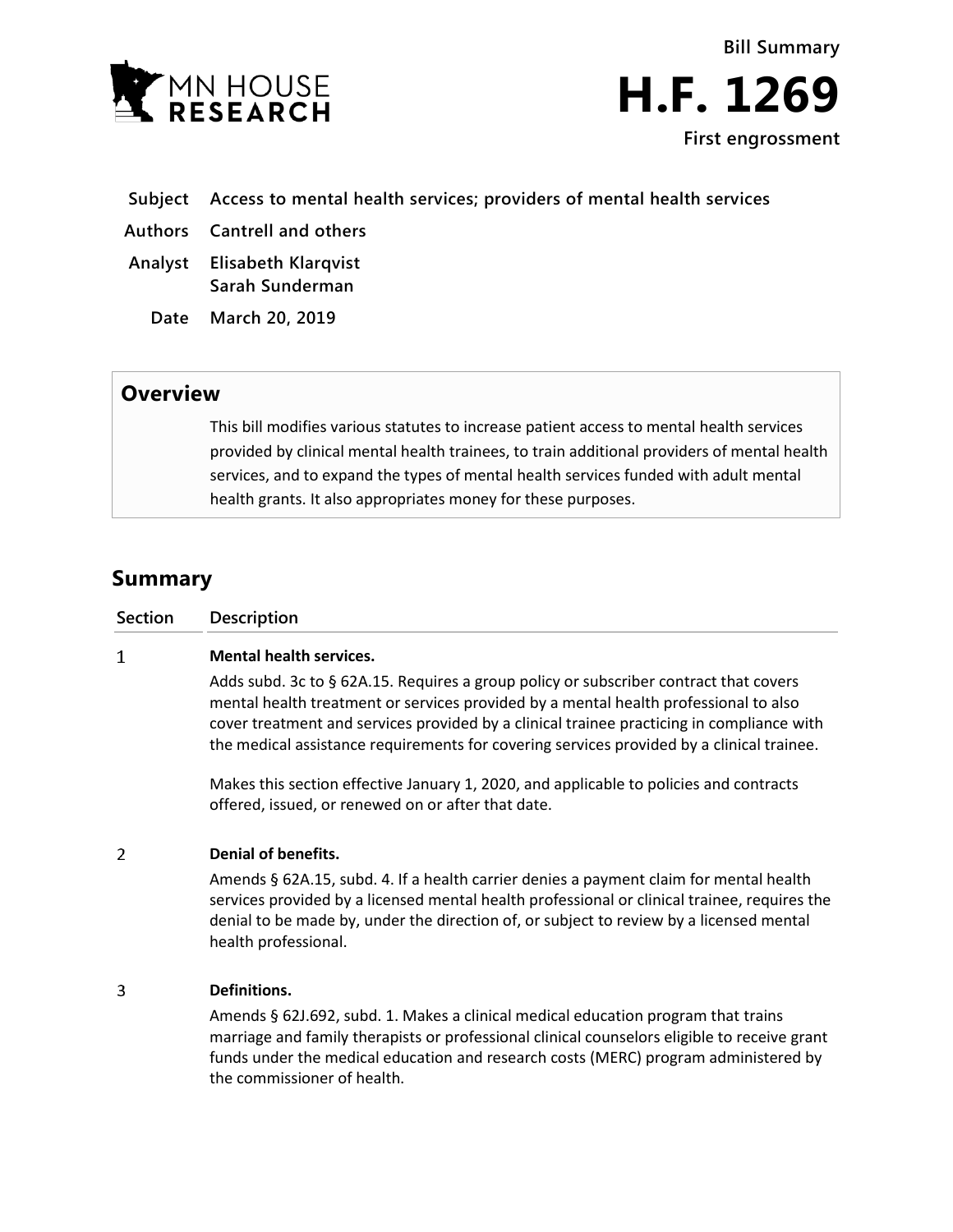Bill Summary

# H.F. 1269

First engrossment

**Subject** Access to mental health services; providers of mental health services

**Authors** Cantrell and others

**Analyst** Elisabeth Klarqvist
Sarah Sunderman

**Date** March 20, 2019

## Overview

This bill modifies various statutes to increase patient access to mental health services provided by clinical mental health trainees, to train additional providers of mental health services, and to expand the types of mental health services funded with adult mental health grants. It also appropriates money for these purposes.

## Summary

| Section | Description |
|---|---|
| 1 | **Mental health services.**<br>Adds subd. 3c to § 62A.15. Requires a group policy or subscriber contract that covers mental health treatment or services provided by a mental health professional to also cover treatment and services provided by a clinical trainee practicing in compliance with the medical assistance requirements for covering services provided by a clinical trainee.<br><br>Makes this section effective January 1, 2020, and applicable to policies and contracts offered, issued, or renewed on or after that date. |
| 2 | **Denial of benefits.**<br>Amends § 62A.15, subd. 4. If a health carrier denies a payment claim for mental health services provided by a licensed mental health professional or clinical trainee, requires the denial to be made by, under the direction of, or subject to review by a licensed mental health professional. |
| 3 | **Definitions.**<br>Amends § 62J.692, subd. 1. Makes a clinical medical education program that trains marriage and family therapists or professional clinical counselors eligible to receive grant funds under the medical education and research costs (MERC) program administered by the commissioner of health. |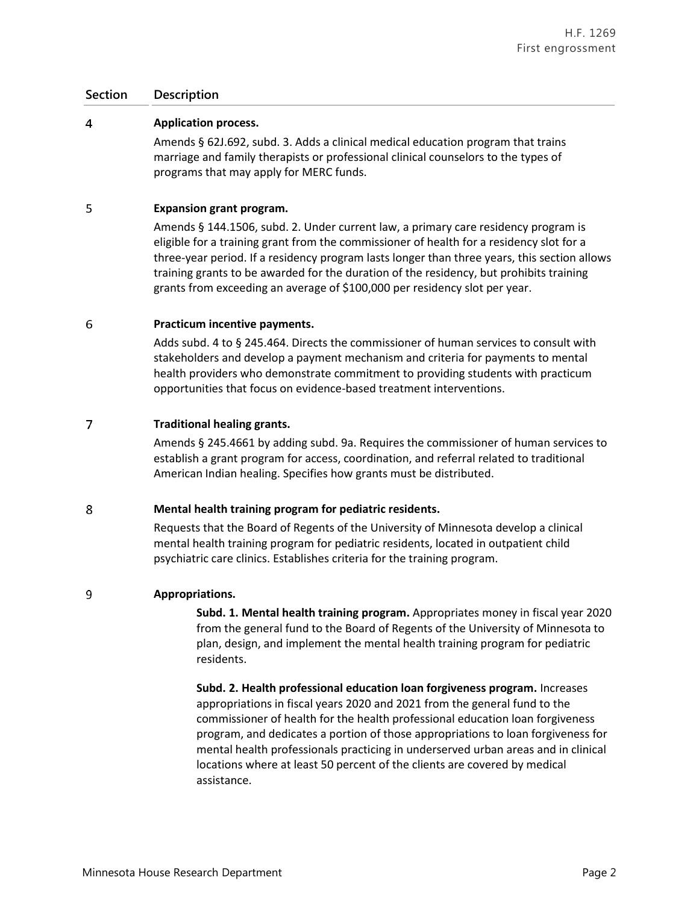| Section | Description |
|---|---|
| 4 | **Application process.**<br>Amends § 62J.692, subd. 3. Adds a clinical medical education program that trains marriage and family therapists or professional clinical counselors to the types of programs that may apply for MERC funds. |
| 5 | **Expansion grant program.**<br>Amends § 144.1506, subd. 2. Under current law, a primary care residency program is eligible for a training grant from the commissioner of health for a residency slot for a three-year period. If a residency program lasts longer than three years, this section allows training grants to be awarded for the duration of the residency, but prohibits training grants from exceeding an average of $100,000 per residency slot per year. |
| 6 | **Practicum incentive payments.**<br>Adds subd. 4 to § 245.464. Directs the commissioner of human services to consult with stakeholders and develop a payment mechanism and criteria for payments to mental health providers who demonstrate commitment to providing students with practicum opportunities that focus on evidence-based treatment interventions. |
| 7 | **Traditional healing grants.**<br>Amends § 245.4661 by adding subd. 9a. Requires the commissioner of human services to establish a grant program for access, coordination, and referral related to traditional American Indian healing. Specifies how grants must be distributed. |
| 8 | **Mental health training program for pediatric residents.**<br>Requests that the Board of Regents of the University of Minnesota develop a clinical mental health training program for pediatric residents, located in outpatient child psychiatric care clinics. Establishes criteria for the training program. |
| 9 | **Appropriations.**<br>**Subd. 1. Mental health training program.** Appropriates money in fiscal year 2020 from the general fund to the Board of Regents of the University of Minnesota to plan, design, and implement the mental health training program for pediatric residents.<br><br>**Subd. 2. Health professional education loan forgiveness program.** Increases appropriations in fiscal years 2020 and 2021 from the general fund to the commissioner of health for the health professional education loan forgiveness program, and dedicates a portion of those appropriations to loan forgiveness for mental health professionals practicing in underserved urban areas and in clinical locations where at least 50 percent of the clients are covered by medical assistance. |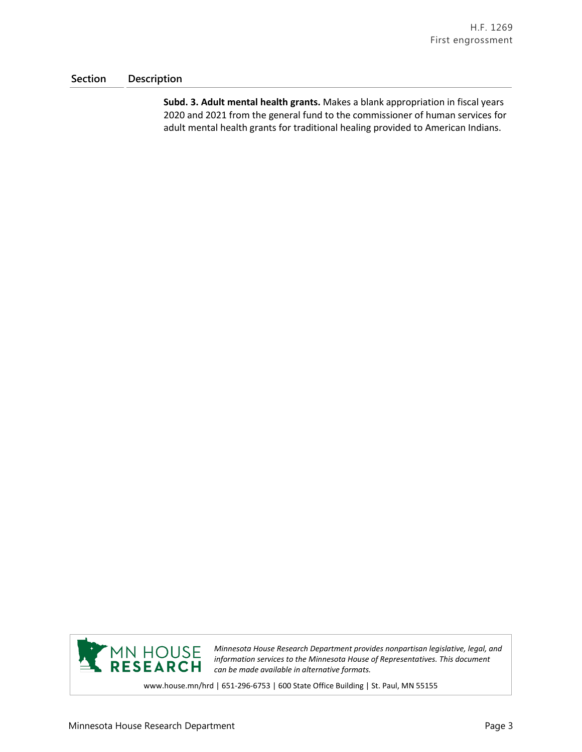| Section | Description |
| --- | --- |
| | **Subd. 3. Adult mental health grants.** Makes a blank appropriation in fiscal years 2020 and 2021 from the general fund to the commissioner of human services for adult mental health grants for traditional healing provided to American Indians. |

*Minnesota House Research Department provides nonpartisan legislative, legal, and information services to the Minnesota House of Representatives. This document can be made available in alternative formats.*

www.house.mn/hrd | 651-296-6753 | 600 State Office Building | St. Paul, MN 55155